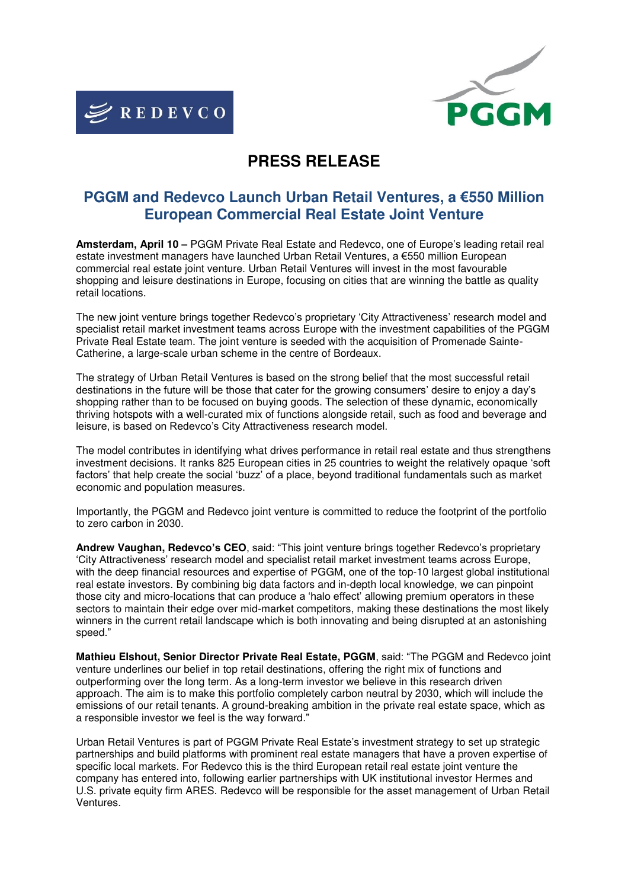# PRESS RELEASE

## PGGM and Redevco Launch Urban Retail Ventures, a €550 Million European Commercial Real Estate Joint Venture

**Amsterdam, April 10 –** PGGM Private Real Estate and Redevco, one of Europe's leading retail real estate investment managers have launched Urban Retail Ventures, a €550 million European commercial real estate joint venture. Urban Retail Ventures will invest in the most favourable shopping and leisure destinations in Europe, focusing on cities that are winning the battle as quality retail locations.

The new joint venture brings together Redevco's proprietary 'City Attractiveness' research model and specialist retail market investment teams across Europe with the investment capabilities of the PGGM Private Real Estate team. The joint venture is seeded with the acquisition of Promenade Sainte-Catherine, a large-scale urban scheme in the centre of Bordeaux.

The strategy of Urban Retail Ventures is based on the strong belief that the most successful retail destinations in the future will be those that cater for the growing consumers' desire to enjoy a day's shopping rather than to be focused on buying goods. The selection of these dynamic, economically thriving hotspots with a well-curated mix of functions alongside retail, such as food and beverage and leisure, is based on Redevco's City Attractiveness research model.

The model contributes in identifying what drives performance in retail real estate and thus strengthens investment decisions. It ranks 825 European cities in 25 countries to weight the relatively opaque 'soft factors' that help create the social 'buzz' of a place, beyond traditional fundamentals such as market economic and population measures.

Importantly, the PGGM and Redevco joint venture is committed to reduce the footprint of the portfolio to zero carbon in 2030.

**Andrew Vaughan, Redevco's CEO**, said: "This joint venture brings together Redevco's proprietary 'City Attractiveness' research model and specialist retail market investment teams across Europe, with the deep financial resources and expertise of PGGM, one of the top-10 largest global institutional real estate investors. By combining big data factors and in-depth local knowledge, we can pinpoint those city and micro-locations that can produce a 'halo effect' allowing premium operators in these sectors to maintain their edge over mid-market competitors, making these destinations the most likely winners in the current retail landscape which is both innovating and being disrupted at an astonishing speed."

**Mathieu Elshout, Senior Director Private Real Estate, PGGM**, said: "The PGGM and Redevco joint venture underlines our belief in top retail destinations, offering the right mix of functions and outperforming over the long term. As a long-term investor we believe in this research driven approach. The aim is to make this portfolio completely carbon neutral by 2030, which will include the emissions of our retail tenants. A ground-breaking ambition in the private real estate space, which as a responsible investor we feel is the way forward."

Urban Retail Ventures is part of PGGM Private Real Estate's investment strategy to set up strategic partnerships and build platforms with prominent real estate managers that have a proven expertise of specific local markets. For Redevco this is the third European retail real estate joint venture the company has entered into, following earlier partnerships with UK institutional investor Hermes and U.S. private equity firm ARES. Redevco will be responsible for the asset management of Urban Retail Ventures.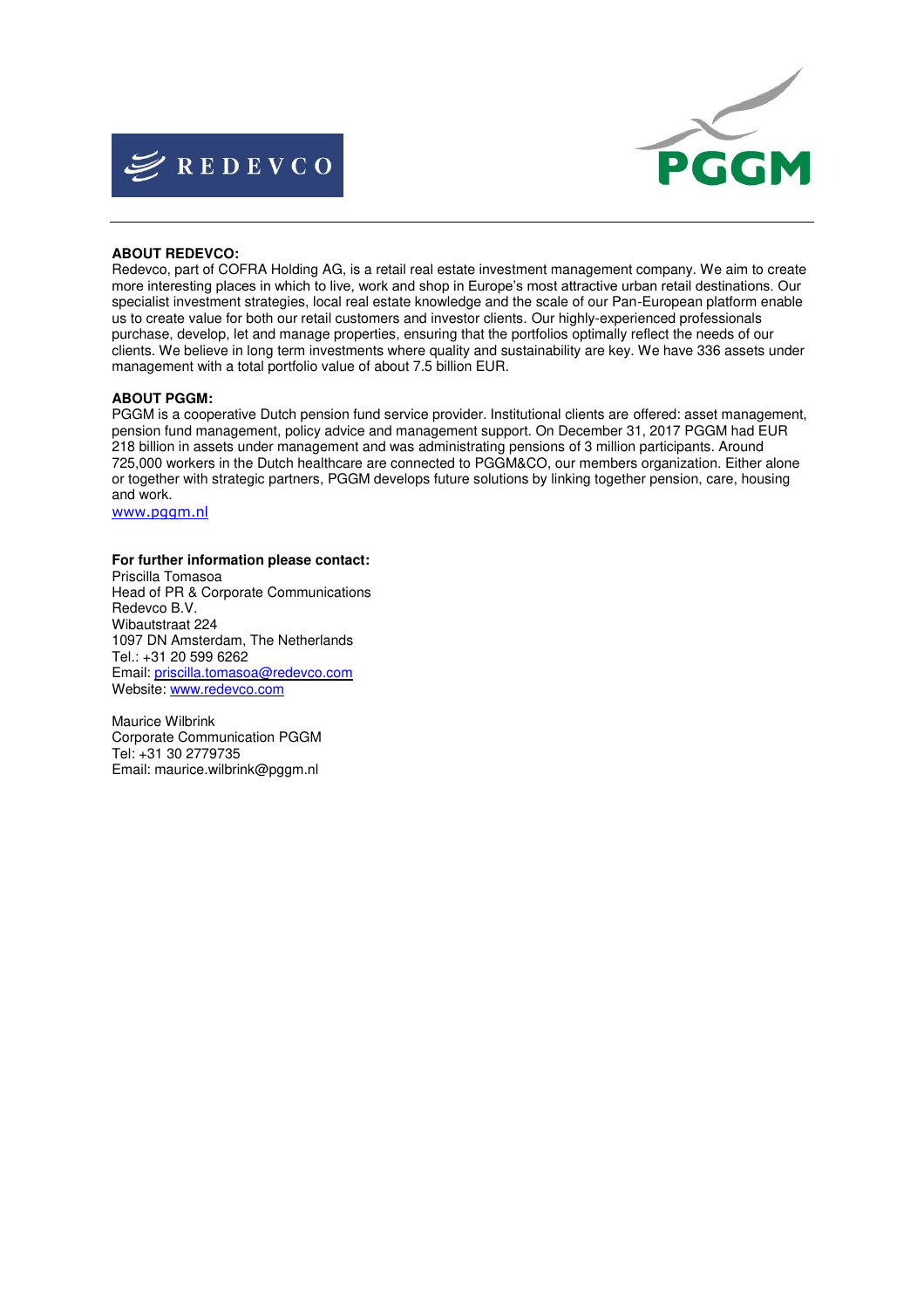**ABOUT REDEVCO:**
Redevco, part of COFRA Holding AG, is a retail real estate investment management company. We aim to create more interesting places in which to live, work and shop in Europe's most attractive urban retail destinations. Our specialist investment strategies, local real estate knowledge and the scale of our Pan-European platform enable us to create value for both our retail customers and investor clients. Our highly-experienced professionals purchase, develop, let and manage properties, ensuring that the portfolios optimally reflect the needs of our clients. We believe in long term investments where quality and sustainability are key. We have 336 assets under management with a total portfolio value of about 7.5 billion EUR.

**ABOUT PGGM:**
PGGM is a cooperative Dutch pension fund service provider. Institutional clients are offered: asset management, pension fund management, policy advice and management support. On December 31, 2017 PGGM had EUR 218 billion in assets under management and was administrating pensions of 3 million participants. Around 725,000 workers in the Dutch healthcare are connected to PGGM&CO, our members organization. Either alone or together with strategic partners, PGGM develops future solutions by linking together pension, care, housing and work.
www.pggm.nl

**For further information please contact:**
Priscilla Tomasoa
Head of PR & Corporate Communications
Redevco B.V.
Wibautstraat 224
1097 DN Amsterdam, The Netherlands
Tel.: +31 20 599 6262
Email: priscilla.tomasoa@redevco.com
Website: www.redevco.com

Maurice Wilbrink
Corporate Communication PGGM
Tel: +31 30 2779735
Email: maurice.wilbrink@pggm.nl